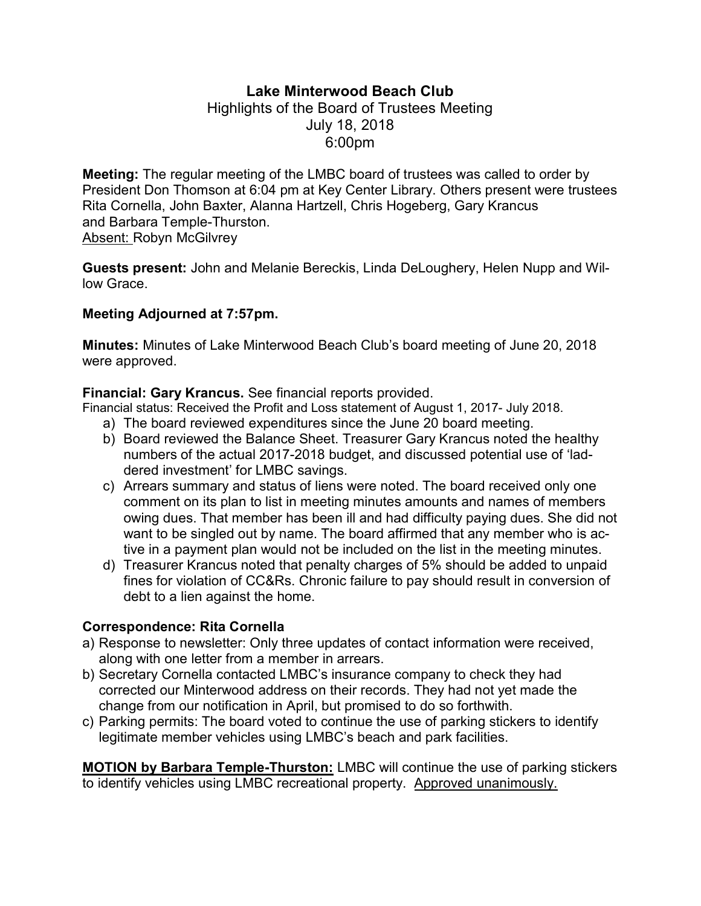# Lake Minterwood Beach Club

Highlights of the Board of Trustees Meeting
July 18, 2018
6:00pm

**Meeting:** The regular meeting of the LMBC board of trustees was called to order by President Don Thomson at 6:04 pm at Key Center Library. Others present were trustees Rita Cornella, John Baxter, Alanna Hartzell, Chris Hogeberg, Gary Krancus and Barbara Temple-Thurston.
Absent: Robyn McGilvrey

**Guests present:** John and Melanie Bereckis, Linda DeLoughery, Helen Nupp and Willow Grace.

**Meeting Adjourned at 7:57pm.**

**Minutes:** Minutes of Lake Minterwood Beach Club's board meeting of June 20, 2018 were approved.

**Financial: Gary Krancus.** See financial reports provided.

Financial status: Received the Profit and Loss statement of August 1, 2017- July 2018.

a) The board reviewed expenditures since the June 20 board meeting.
b) Board reviewed the Balance Sheet. Treasurer Gary Krancus noted the healthy numbers of the actual 2017-2018 budget, and discussed potential use of 'laddered investment' for LMBC savings.
c) Arrears summary and status of liens were noted. The board received only one comment on its plan to list in meeting minutes amounts and names of members owing dues. That member has been ill and had difficulty paying dues. She did not want to be singled out by name. The board affirmed that any member who is active in a payment plan would not be included on the list in the meeting minutes.
d) Treasurer Krancus noted that penalty charges of 5% should be added to unpaid fines for violation of CC&Rs. Chronic failure to pay should result in conversion of debt to a lien against the home.

**Correspondence: Rita Cornella**

a) Response to newsletter: Only three updates of contact information were received, along with one letter from a member in arrears.
b) Secretary Cornella contacted LMBC's insurance company to check they had corrected our Minterwood address on their records. They had not yet made the change from our notification in April, but promised to do so forthwith.
c) Parking permits: The board voted to continue the use of parking stickers to identify legitimate member vehicles using LMBC's beach and park facilities.

**MOTION by Barbara Temple-Thurston:** LMBC will continue the use of parking stickers to identify vehicles using LMBC recreational property. Approved unanimously.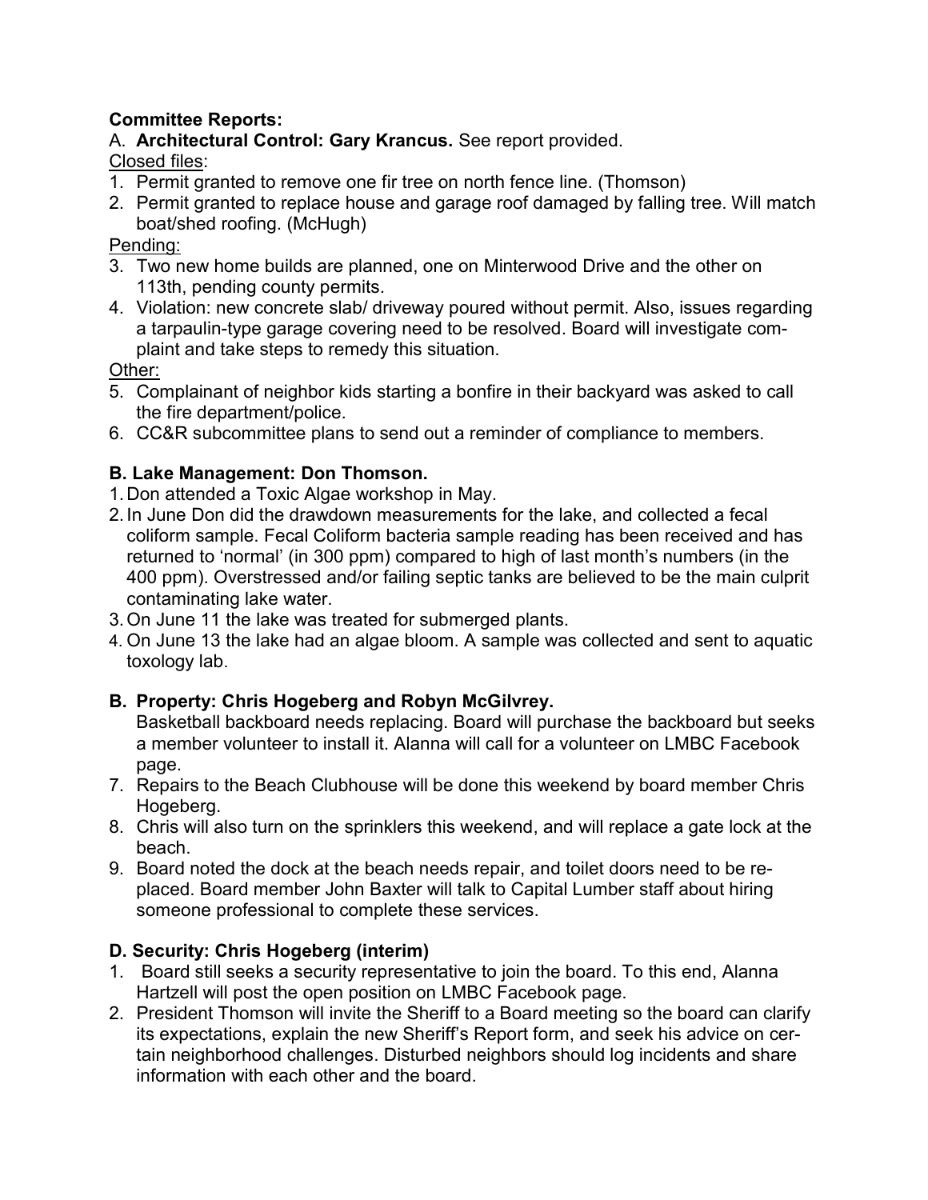**Committee Reports:**

A. **Architectural Control: Gary Krancus.** See report provided.

Closed files:

1. Permit granted to remove one fir tree on north fence line. (Thomson)
2. Permit granted to replace house and garage roof damaged by falling tree. Will match boat/shed roofing. (McHugh)

Pending:

3. Two new home builds are planned, one on Minterwood Drive and the other on 113th, pending county permits.
4. Violation: new concrete slab/ driveway poured without permit. Also, issues regarding a tarpaulin-type garage covering need to be resolved. Board will investigate complaint and take steps to remedy this situation.

Other:

5. Complainant of neighbor kids starting a bonfire in their backyard was asked to call the fire department/police.
6. CC&R subcommittee plans to send out a reminder of compliance to members.

**B. Lake Management: Don Thomson.**

1. Don attended a Toxic Algae workshop in May.
2. In June Don did the drawdown measurements for the lake, and collected a fecal coliform sample. Fecal Coliform bacteria sample reading has been received and has returned to 'normal' (in 300 ppm) compared to high of last month's numbers (in the 400 ppm). Overstressed and/or failing septic tanks are believed to be the main culprit contaminating lake water.
3. On June 11 the lake was treated for submerged plants.
4. On June 13 the lake had an algae bloom. A sample was collected and sent to aquatic toxology lab.

**B. Property: Chris Hogeberg and Robyn McGilvrey.**

Basketball backboard needs replacing. Board will purchase the backboard but seeks a member volunteer to install it. Alanna will call for a volunteer on LMBC Facebook page.

7. Repairs to the Beach Clubhouse will be done this weekend by board member Chris Hogeberg.
8. Chris will also turn on the sprinklers this weekend, and will replace a gate lock at the beach.
9. Board noted the dock at the beach needs repair, and toilet doors need to be replaced. Board member John Baxter will talk to Capital Lumber staff about hiring someone professional to complete these services.

**D. Security: Chris Hogeberg (interim)**

1. Board still seeks a security representative to join the board. To this end, Alanna Hartzell will post the open position on LMBC Facebook page.
2. President Thomson will invite the Sheriff to a Board meeting so the board can clarify its expectations, explain the new Sheriff's Report form, and seek his advice on certain neighborhood challenges. Disturbed neighbors should log incidents and share information with each other and the board.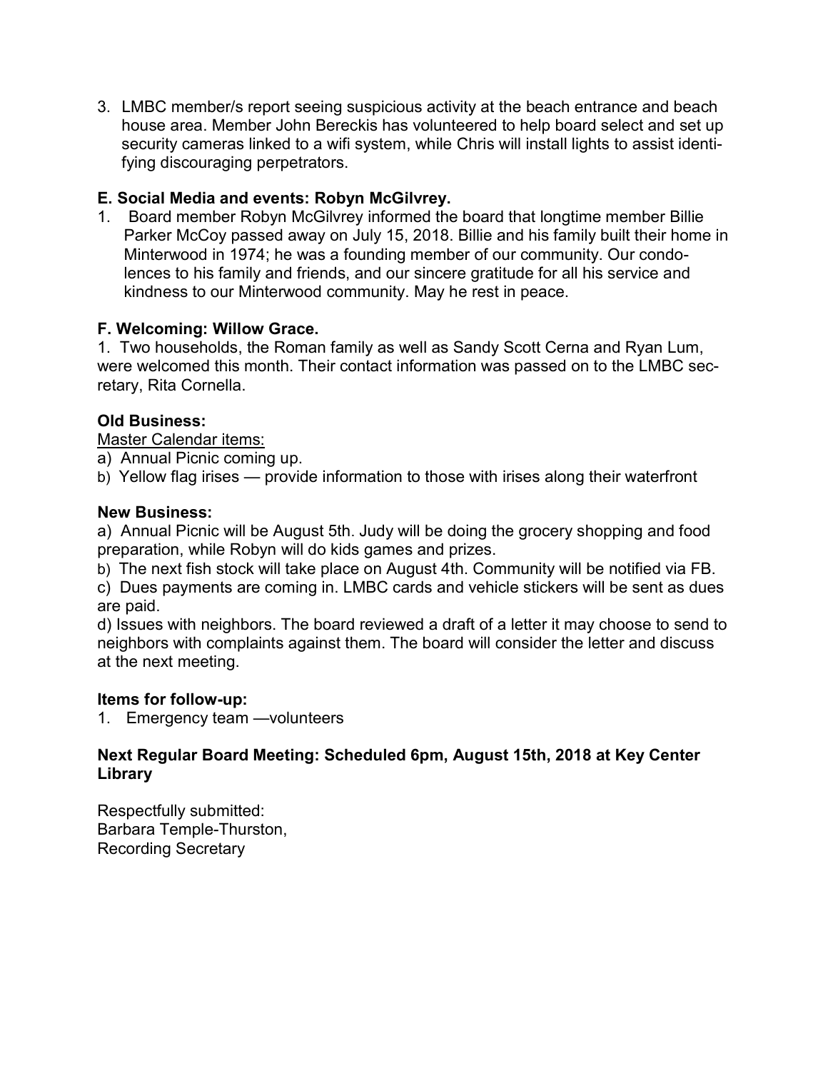3. LMBC member/s report seeing suspicious activity at the beach entrance and beach house area. Member John Bereckis has volunteered to help board select and set up security cameras linked to a wifi system, while Chris will install lights to assist identifying discouraging perpetrators.

**E. Social Media and events: Robyn McGilvrey.**

1. Board member Robyn McGilvrey informed the board that longtime member Billie Parker McCoy passed away on July 15, 2018. Billie and his family built their home in Minterwood in 1974; he was a founding member of our community. Our condolences to his family and friends, and our sincere gratitude for all his service and kindness to our Minterwood community. May he rest in peace.

**F. Welcoming: Willow Grace.**

1. Two households, the Roman family as well as Sandy Scott Cerna and Ryan Lum, were welcomed this month. Their contact information was passed on to the LMBC secretary, Rita Cornella.

**Old Business:**

Master Calendar items:

a) Annual Picnic coming up.
b) Yellow flag irises — provide information to those with irises along their waterfront

**New Business:**

a) Annual Picnic will be August 5th. Judy will be doing the grocery shopping and food preparation, while Robyn will do kids games and prizes.
b) The next fish stock will take place on August 4th. Community will be notified via FB.
c) Dues payments are coming in. LMBC cards and vehicle stickers will be sent as dues are paid.
d) Issues with neighbors. The board reviewed a draft of a letter it may choose to send to neighbors with complaints against them. The board will consider the letter and discuss at the next meeting.

**Items for follow-up:**

1. Emergency team —volunteers

**Next Regular Board Meeting: Scheduled 6pm, August 15th, 2018 at Key Center Library**

Respectfully submitted:
Barbara Temple-Thurston,
Recording Secretary